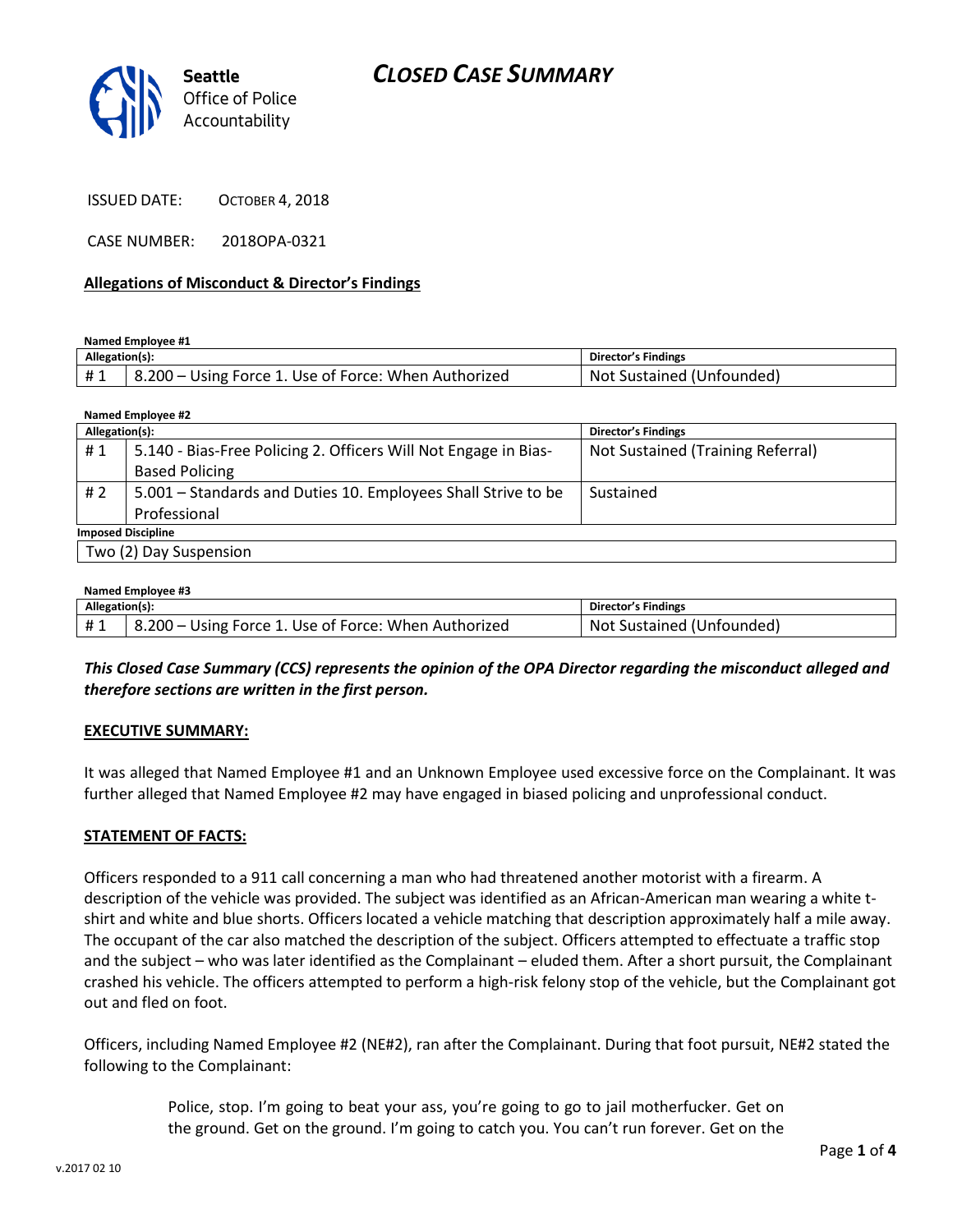Seattle Office of Police Accountability

# CLOSED CASE SUMMARY

ISSUED DATE: OCTOBER 4, 2018

CASE NUMBER: 2018OPA-0321

## Allegations of Misconduct & Director's Findings

**Named Employee #1**

| Allegation(s): | | Director's Findings |
|---|---|---|
| # 1 | 8.200 – Using Force 1. Use of Force: When Authorized | Not Sustained (Unfounded) |

**Named Employee #2**

| Allegation(s): | | Director's Findings |
|---|---|---|
| # 1 | 5.140 - Bias-Free Policing 2. Officers Will Not Engage in Bias-Based Policing | Not Sustained (Training Referral) |
| # 2 | 5.001 – Standards and Duties 10. Employees Shall Strive to be Professional | Sustained |
| **Imposed Discipline** | | |
| Two (2) Day Suspension | | |

**Named Employee #3**

| Allegation(s): | | Director's Findings |
|---|---|---|
| # 1 | 8.200 – Using Force 1. Use of Force: When Authorized | Not Sustained (Unfounded) |

***This Closed Case Summary (CCS) represents the opinion of the OPA Director regarding the misconduct alleged and therefore sections are written in the first person.***

### EXECUTIVE SUMMARY:

It was alleged that Named Employee #1 and an Unknown Employee used excessive force on the Complainant. It was further alleged that Named Employee #2 may have engaged in biased policing and unprofessional conduct.

### STATEMENT OF FACTS:

Officers responded to a 911 call concerning a man who had threatened another motorist with a firearm. A description of the vehicle was provided. The subject was identified as an African-American man wearing a white t-shirt and white and blue shorts. Officers located a vehicle matching that description approximately half a mile away. The occupant of the car also matched the description of the subject. Officers attempted to effectuate a traffic stop and the subject – who was later identified as the Complainant – eluded them. After a short pursuit, the Complainant crashed his vehicle. The officers attempted to perform a high-risk felony stop of the vehicle, but the Complainant got out and fled on foot.

Officers, including Named Employee #2 (NE#2), ran after the Complainant. During that foot pursuit, NE#2 stated the following to the Complainant:

> Police, stop. I'm going to beat your ass, you're going to go to jail motherfucker. Get on the ground. Get on the ground. I'm going to catch you. You can't run forever. Get on the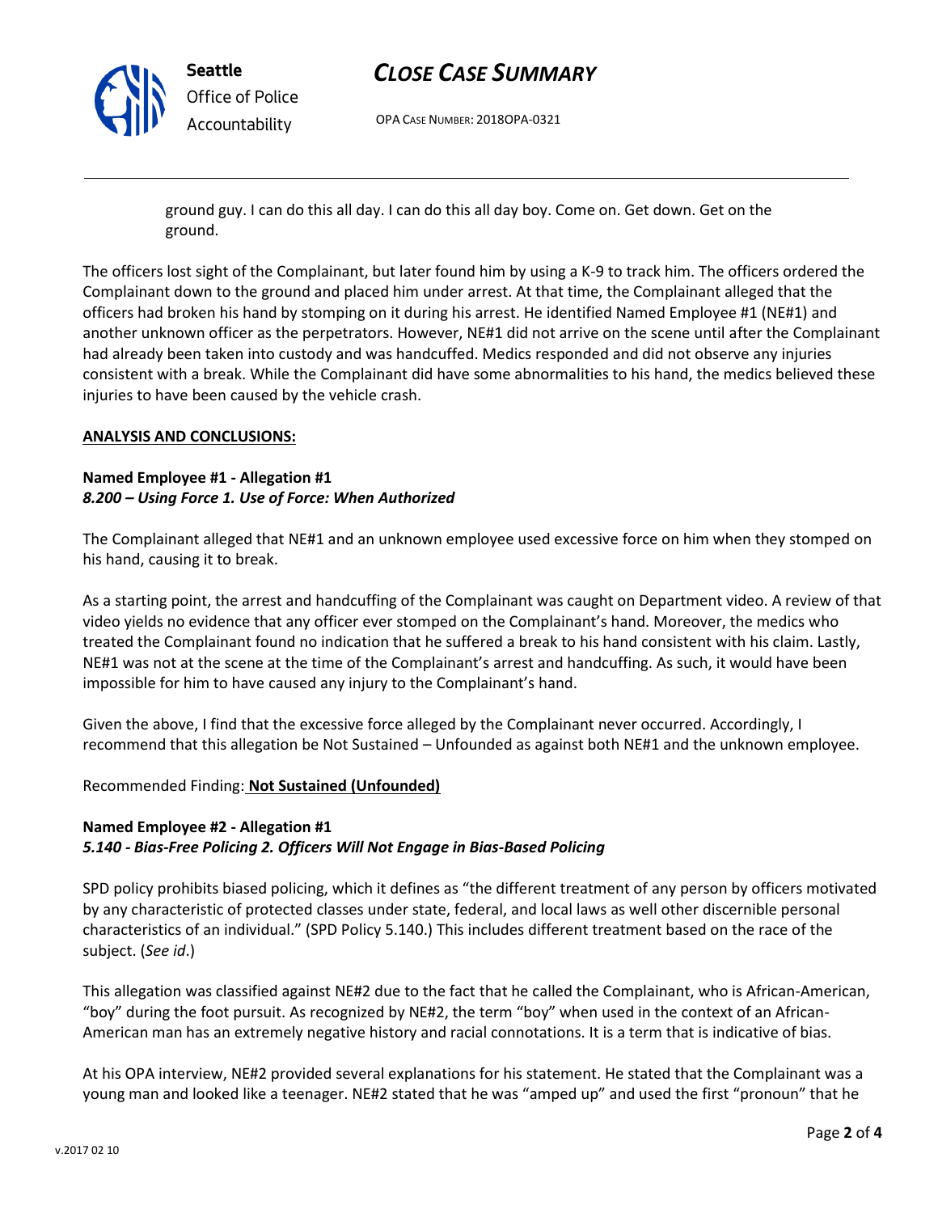ground guy. I can do this all day. I can do this all day boy. Come on. Get down. Get on the ground.

The officers lost sight of the Complainant, but later found him by using a K-9 to track him. The officers ordered the Complainant down to the ground and placed him under arrest. At that time, the Complainant alleged that the officers had broken his hand by stomping on it during his arrest. He identified Named Employee #1 (NE#1) and another unknown officer as the perpetrators. However, NE#1 did not arrive on the scene until after the Complainant had already been taken into custody and was handcuffed. Medics responded and did not observe any injuries consistent with a break. While the Complainant did have some abnormalities to his hand, the medics believed these injuries to have been caused by the vehicle crash.

**ANALYSIS AND CONCLUSIONS:**

**Named Employee #1 - Allegation #1**
***8.200 – Using Force 1. Use of Force: When Authorized***

The Complainant alleged that NE#1 and an unknown employee used excessive force on him when they stomped on his hand, causing it to break.

As a starting point, the arrest and handcuffing of the Complainant was caught on Department video. A review of that video yields no evidence that any officer ever stomped on the Complainant's hand. Moreover, the medics who treated the Complainant found no indication that he suffered a break to his hand consistent with his claim. Lastly, NE#1 was not at the scene at the time of the Complainant's arrest and handcuffing. As such, it would have been impossible for him to have caused any injury to the Complainant's hand.

Given the above, I find that the excessive force alleged by the Complainant never occurred. Accordingly, I recommend that this allegation be Not Sustained – Unfounded as against both NE#1 and the unknown employee.

Recommended Finding: **Not Sustained (Unfounded)**

**Named Employee #2 - Allegation #1**
***5.140 - Bias-Free Policing 2. Officers Will Not Engage in Bias-Based Policing***

SPD policy prohibits biased policing, which it defines as "the different treatment of any person by officers motivated by any characteristic of protected classes under state, federal, and local laws as well other discernible personal characteristics of an individual." (SPD Policy 5.140.) This includes different treatment based on the race of the subject. (*See id*.)

This allegation was classified against NE#2 due to the fact that he called the Complainant, who is African-American, "boy" during the foot pursuit. As recognized by NE#2, the term "boy" when used in the context of an African-American man has an extremely negative history and racial connotations. It is a term that is indicative of bias.

At his OPA interview, NE#2 provided several explanations for his statement. He stated that the Complainant was a young man and looked like a teenager. NE#2 stated that he was "amped up" and used the first "pronoun" that he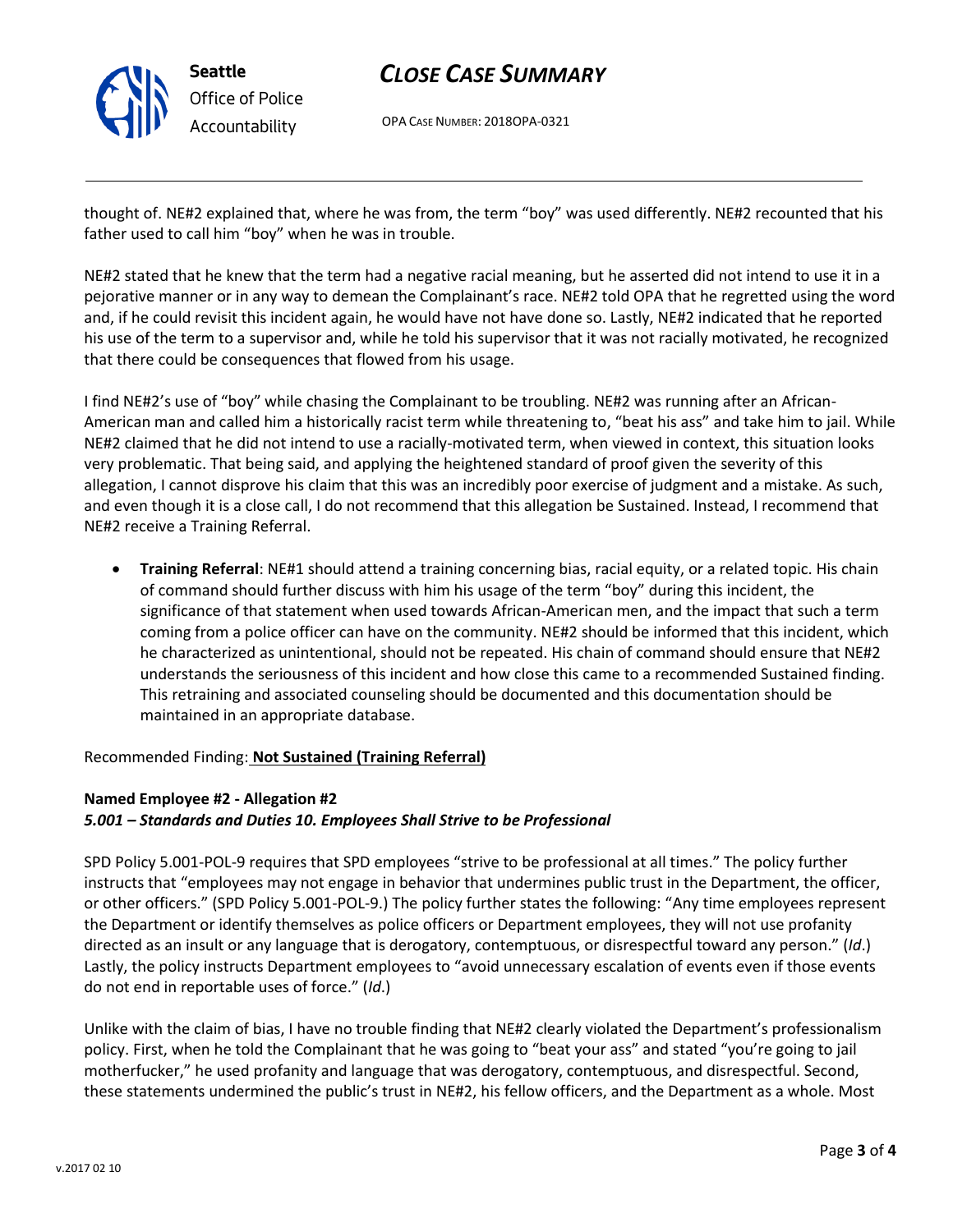thought of. NE#2 explained that, where he was from, the term "boy" was used differently. NE#2 recounted that his father used to call him "boy" when he was in trouble.

NE#2 stated that he knew that the term had a negative racial meaning, but he asserted did not intend to use it in a pejorative manner or in any way to demean the Complainant's race. NE#2 told OPA that he regretted using the word and, if he could revisit this incident again, he would have not have done so. Lastly, NE#2 indicated that he reported his use of the term to a supervisor and, while he told his supervisor that it was not racially motivated, he recognized that there could be consequences that flowed from his usage.

I find NE#2's use of "boy" while chasing the Complainant to be troubling. NE#2 was running after an African-American man and called him a historically racist term while threatening to, "beat his ass" and take him to jail. While NE#2 claimed that he did not intend to use a racially-motivated term, when viewed in context, this situation looks very problematic. That being said, and applying the heightened standard of proof given the severity of this allegation, I cannot disprove his claim that this was an incredibly poor exercise of judgment and a mistake. As such, and even though it is a close call, I do not recommend that this allegation be Sustained. Instead, I recommend that NE#2 receive a Training Referral.

- **Training Referral**: NE#1 should attend a training concerning bias, racial equity, or a related topic. His chain of command should further discuss with him his usage of the term "boy" during this incident, the significance of that statement when used towards African-American men, and the impact that such a term coming from a police officer can have on the community. NE#2 should be informed that this incident, which he characterized as unintentional, should not be repeated. His chain of command should ensure that NE#2 understands the seriousness of this incident and how close this came to a recommended Sustained finding. This retraining and associated counseling should be documented and this documentation should be maintained in an appropriate database.

Recommended Finding: **Not Sustained (Training Referral)**

**Named Employee #2 - Allegation #2**
***5.001 – Standards and Duties 10. Employees Shall Strive to be Professional***

SPD Policy 5.001-POL-9 requires that SPD employees "strive to be professional at all times." The policy further instructs that "employees may not engage in behavior that undermines public trust in the Department, the officer, or other officers." (SPD Policy 5.001-POL-9.) The policy further states the following: "Any time employees represent the Department or identify themselves as police officers or Department employees, they will not use profanity directed as an insult or any language that is derogatory, contemptuous, or disrespectful toward any person." (*Id*.) Lastly, the policy instructs Department employees to "avoid unnecessary escalation of events even if those events do not end in reportable uses of force." (*Id*.)

Unlike with the claim of bias, I have no trouble finding that NE#2 clearly violated the Department's professionalism policy. First, when he told the Complainant that he was going to "beat your ass" and stated "you're going to jail motherfucker," he used profanity and language that was derogatory, contemptuous, and disrespectful. Second, these statements undermined the public's trust in NE#2, his fellow officers, and the Department as a whole. Most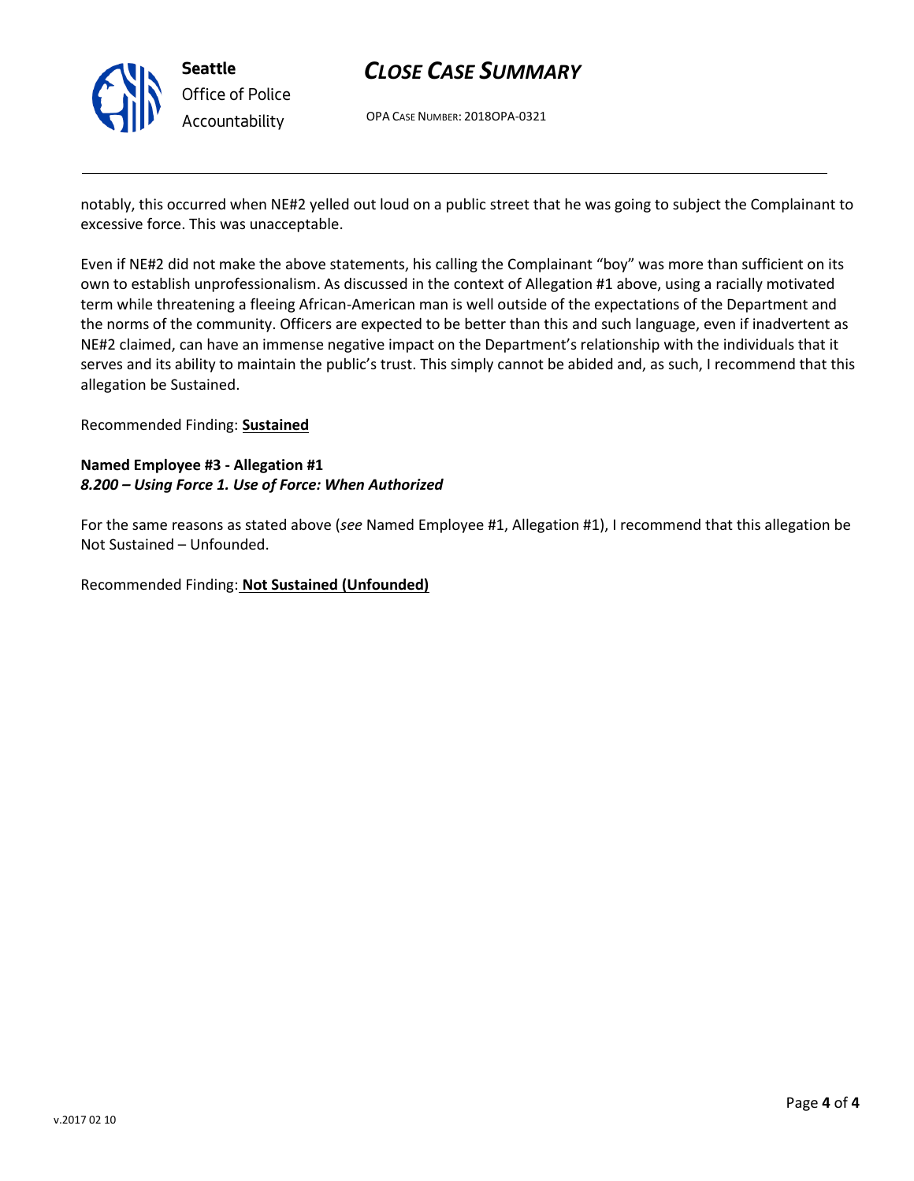notably, this occurred when NE#2 yelled out loud on a public street that he was going to subject the Complainant to excessive force. This was unacceptable.

Even if NE#2 did not make the above statements, his calling the Complainant "boy" was more than sufficient on its own to establish unprofessionalism. As discussed in the context of Allegation #1 above, using a racially motivated term while threatening a fleeing African-American man is well outside of the expectations of the Department and the norms of the community. Officers are expected to be better than this and such language, even if inadvertent as NE#2 claimed, can have an immense negative impact on the Department's relationship with the individuals that it serves and its ability to maintain the public's trust. This simply cannot be abided and, as such, I recommend that this allegation be Sustained.

Recommended Finding: **Sustained**

**Named Employee #3 - Allegation #1**
***8.200 – Using Force 1. Use of Force: When Authorized***

For the same reasons as stated above (*see* Named Employee #1, Allegation #1), I recommend that this allegation be Not Sustained – Unfounded.

Recommended Finding: **Not Sustained (Unfounded)**